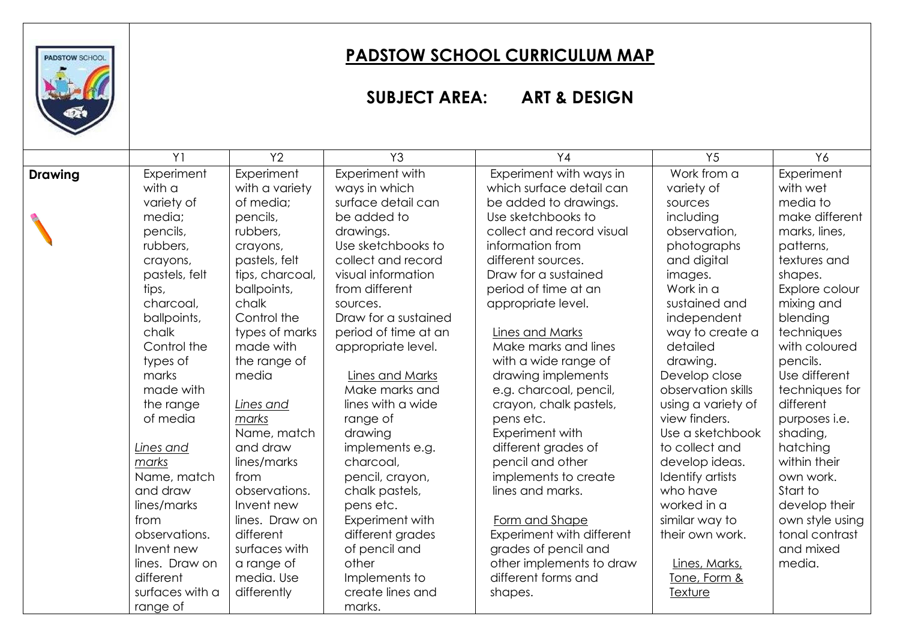# PADSTOW SCHOOL CURRICULUM MAP

## SUBJECT AREA: ART & DESIGN

| | Y1 | Y2 | Y3 | Y4 | Y5 | Y6 |
|---|---|---|---|---|---|---|
| **Drawing** | Experiment with a variety of media; pencils, rubbers, crayons, pastels, felt tips, charcoal, ballpoints, chalk Control the types of marks made with the range of media<br><br>*Lines and marks*<br>Name, match and draw lines/marks from observations. Invent new lines. Draw on different surfaces with a range of | Experiment with a variety of media; pencils, rubbers, crayons, pastels, felt tips, charcoal, ballpoints, chalk Control the types of marks made with the range of media<br><br>*Lines and marks*<br>Name, match and draw lines/marks from observations. Invent new lines. Draw on different surfaces with a range of media. Use differently | Experiment with ways in which surface detail can be added to drawings. Use sketchbooks to collect and record visual information from different sources. Draw for a sustained period of time at an appropriate level.<br><br>Lines and Marks<br>Make marks and lines with a wide range of drawing implements e.g. charcoal, pencil, crayon, chalk pastels, pens etc. Experiment with different grades of pencil and other Implements to create lines and marks. | Experiment with ways in which surface detail can be added to drawings. Use sketchbooks to collect and record visual information from different sources. Draw for a sustained period of time at an appropriate level.<br><br>Lines and Marks<br>Make marks and lines with a wide range of drawing implements e.g. charcoal, pencil, crayon, chalk pastels, pens etc. Experiment with different grades of pencil and other implements to create lines and marks.<br><br>Form and Shape<br>Experiment with different grades of pencil and other implements to draw different forms and shapes. | Work from a variety of sources including observation, photographs and digital images. Work in a sustained and independent way to create a detailed drawing. Develop close observation skills using a variety of view finders. Use a sketchbook to collect and develop ideas. Identify artists who have worked in a similar way to their own work.<br><br>Lines, Marks, Tone, Form & Texture | Experiment with wet media to make different marks, lines, patterns, textures and shapes. Explore colour mixing and blending techniques with coloured pencils. Use different techniques for different purposes i.e. shading, hatching within their own work. Start to develop their own style using tonal contrast and mixed media. |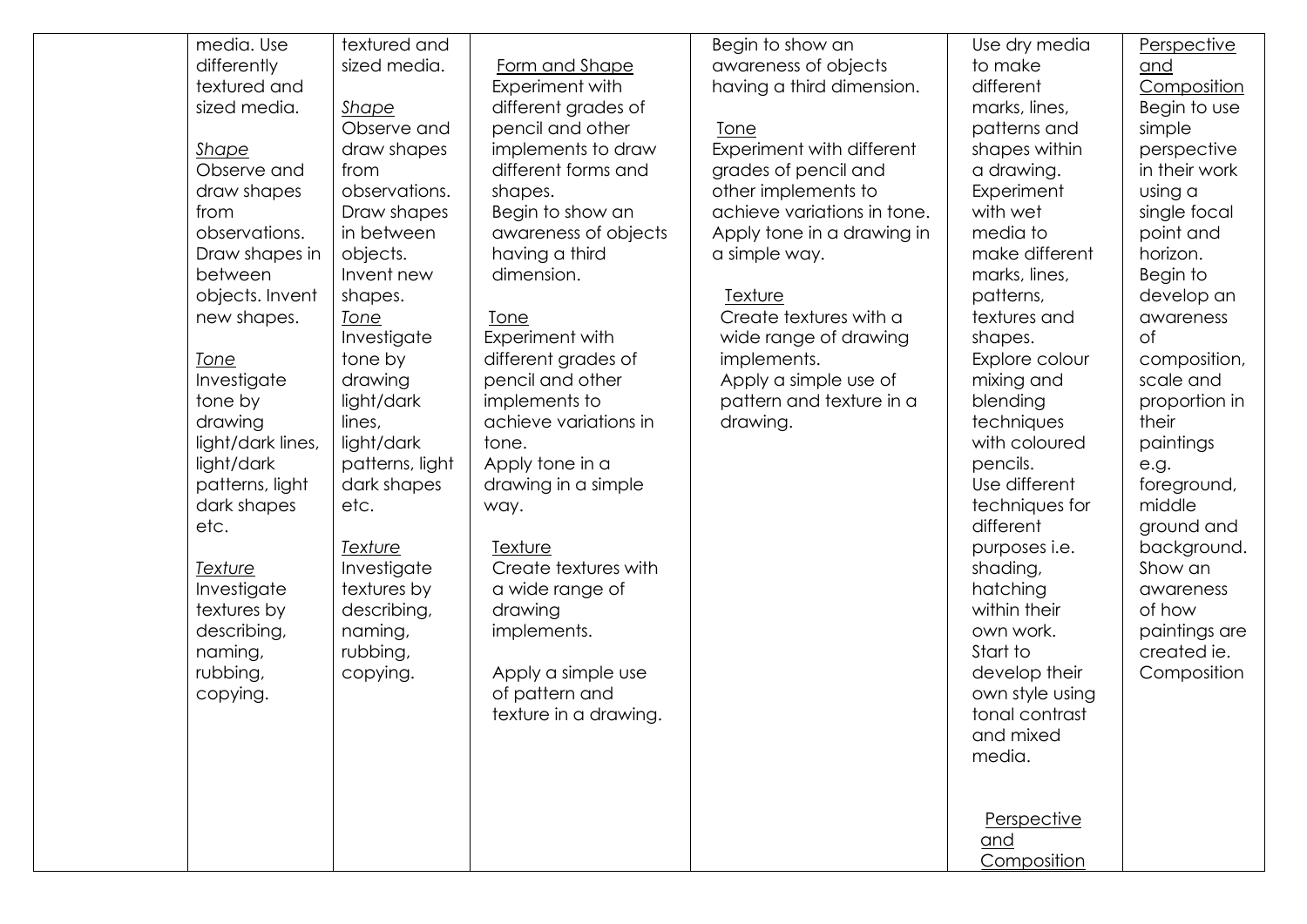| | | | | | | |
|---|---|---|---|---|---|---|
| | media. Use differently textured and sized media.<br><br>_Shape_<br>Observe and draw shapes from observations. Draw shapes in between objects. Invent new shapes.<br><br>_Tone_<br>Investigate tone by drawing light/dark lines, light/dark patterns, light dark shapes etc.<br><br>_Texture_<br>Investigate textures by describing, naming, rubbing, copying. | textured and sized media.<br><br>_Shape_<br>Observe and draw shapes from observations. Draw shapes in between objects. Invent new shapes.<br>_Tone_<br>Investigate tone by drawing light/dark lines, light/dark patterns, light dark shapes etc.<br><br>_Texture_<br>Investigate textures by describing, naming, rubbing, copying. | Form and Shape<br>Experiment with different grades of pencil and other implements to draw different forms and shapes.<br>Begin to show an awareness of objects having a third dimension.<br><br>Tone<br>Experiment with different grades of pencil and other implements to achieve variations in tone.<br>Apply tone in a drawing in a simple way.<br><br>Texture<br>Create textures with a wide range of drawing implements.<br><br>Apply a simple use of pattern and texture in a drawing. | Begin to show an awareness of objects having a third dimension.<br><br>Tone<br>Experiment with different grades of pencil and other implements to achieve variations in tone.<br>Apply tone in a drawing in a simple way.<br><br>Texture<br>Create textures with a wide range of drawing implements.<br>Apply a simple use of pattern and texture in a drawing. | Use dry media to make different marks, lines, patterns and shapes within a drawing.<br>Experiment with wet media to make different marks, lines, patterns, textures and shapes.<br>Explore colour mixing and blending techniques with coloured pencils.<br>Use different techniques for different purposes i.e. shading, hatching within their own work.<br>Start to develop their own style using tonal contrast and mixed media.<br><br>Perspective and Composition | Perspective and Composition<br>Begin to use simple perspective in their work using a single focal point and horizon.<br>Begin to develop an awareness of composition, scale and proportion in their paintings e.g. foreground, middle ground and background.<br>Show an awareness of how paintings are created ie. Composition |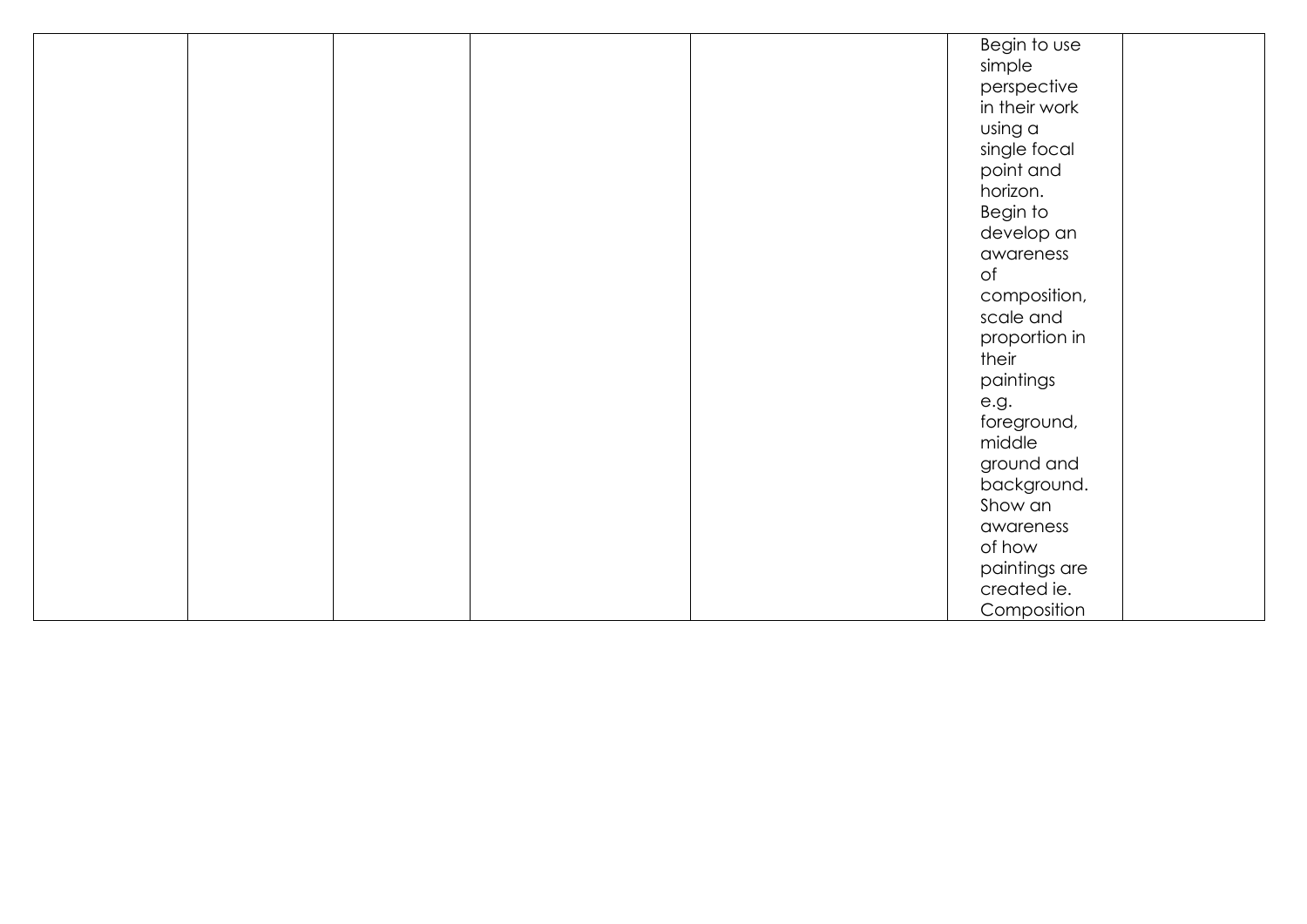| | | | | | | | |
|---|---|---|---|---|---|---|---|
| | | | | | | Begin to use simple perspective in their work using a single focal point and horizon. Begin to develop an awareness of composition, scale and proportion in their paintings e.g. foreground, middle ground and background. Show an awareness of how paintings are created ie. Composition | |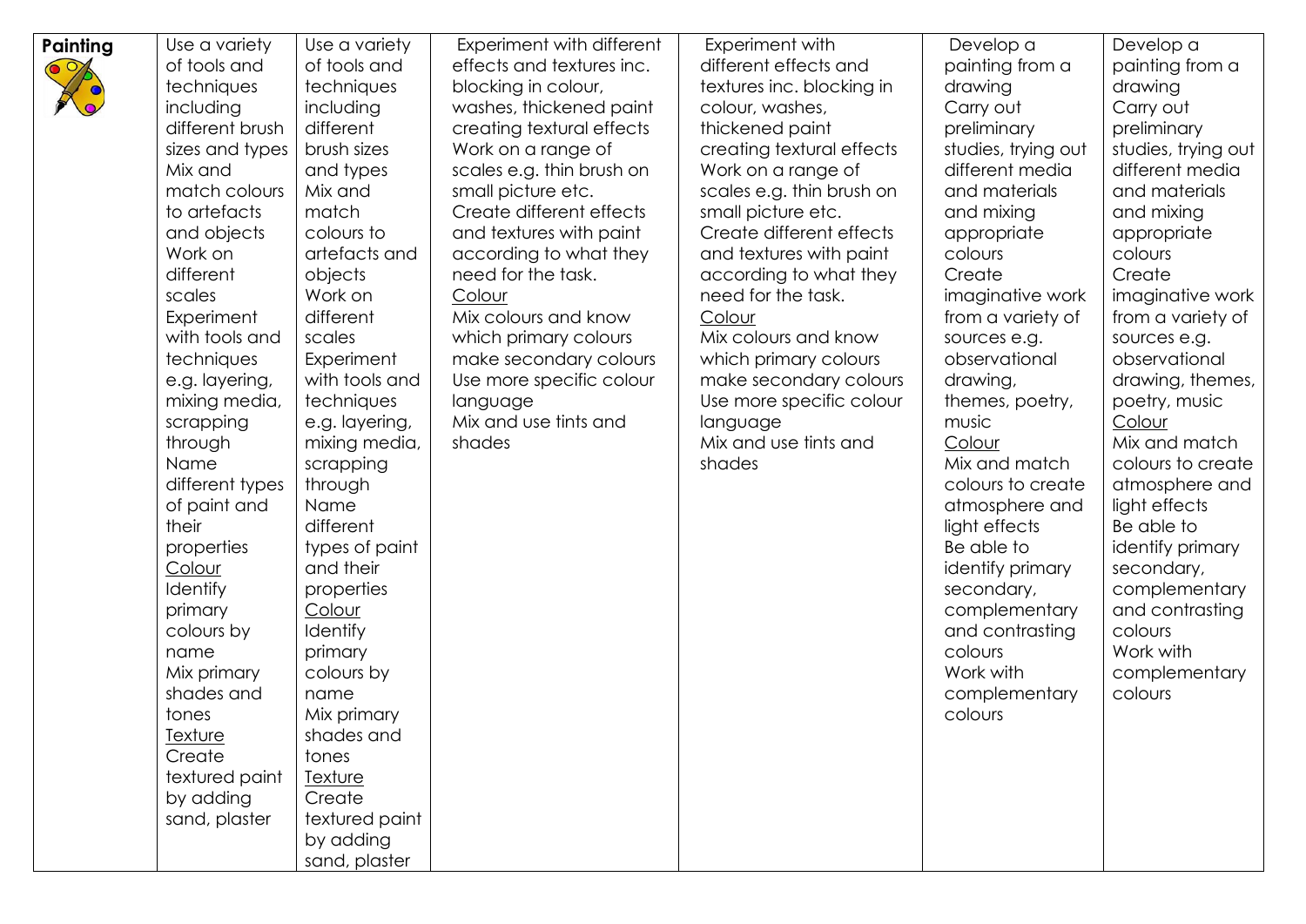| **Painting** | Use a variety of tools and techniques including different brush sizes and types<br>Mix and match colours to artefacts and objects<br>Work on different scales<br>Experiment with tools and techniques e.g. layering, mixing media, scrapping through<br>Name different types of paint and their properties<br><u>Colour</u><br>Identify primary colours by name<br>Mix primary shades and tones<br><u>Texture</u><br>Create textured paint by adding sand, plaster | Use a variety of tools and techniques including different brush sizes and types<br>Mix and match colours to artefacts and objects<br>Work on different scales<br>Experiment with tools and techniques e.g. layering, mixing media, scrapping through<br>Name different types of paint and their properties<br><u>Colour</u><br>Identify primary colours by name<br>Mix primary shades and tones<br><u>Texture</u><br>Create textured paint by adding sand, plaster | Experiment with different effects and textures inc. blocking in colour, washes, thickened paint creating textural effects<br>Work on a range of scales e.g. thin brush on small picture etc.<br>Create different effects and textures with paint according to what they need for the task.<br><u>Colour</u><br>Mix colours and know which primary colours make secondary colours<br>Use more specific colour language<br>Mix and use tints and shades | Experiment with different effects and textures inc. blocking in colour, washes, thickened paint creating textural effects<br>Work on a range of scales e.g. thin brush on small picture etc.<br>Create different effects and textures with paint according to what they need for the task.<br><u>Colour</u><br>Mix colours and know which primary colours make secondary colours<br>Use more specific colour language<br>Mix and use tints and shades | Develop a painting from a drawing<br>Carry out preliminary studies, trying out different media and materials and mixing appropriate colours<br>Create imaginative work from a variety of sources e.g. observational drawing, themes, poetry, music<br><u>Colour</u><br>Mix and match colours to create atmosphere and light effects<br>Be able to identify primary secondary, complementary and contrasting colours<br>Work with complementary colours | Develop a painting from a drawing<br>Carry out preliminary studies, trying out different media and materials and mixing appropriate colours<br>Create imaginative work from a variety of sources e.g. observational drawing, themes, poetry, music<br><u>Colour</u><br>Mix and match colours to create atmosphere and light effects<br>Be able to identify primary secondary, complementary and contrasting colours<br>Work with complementary colours |
|---|---|---|---|---|---|---|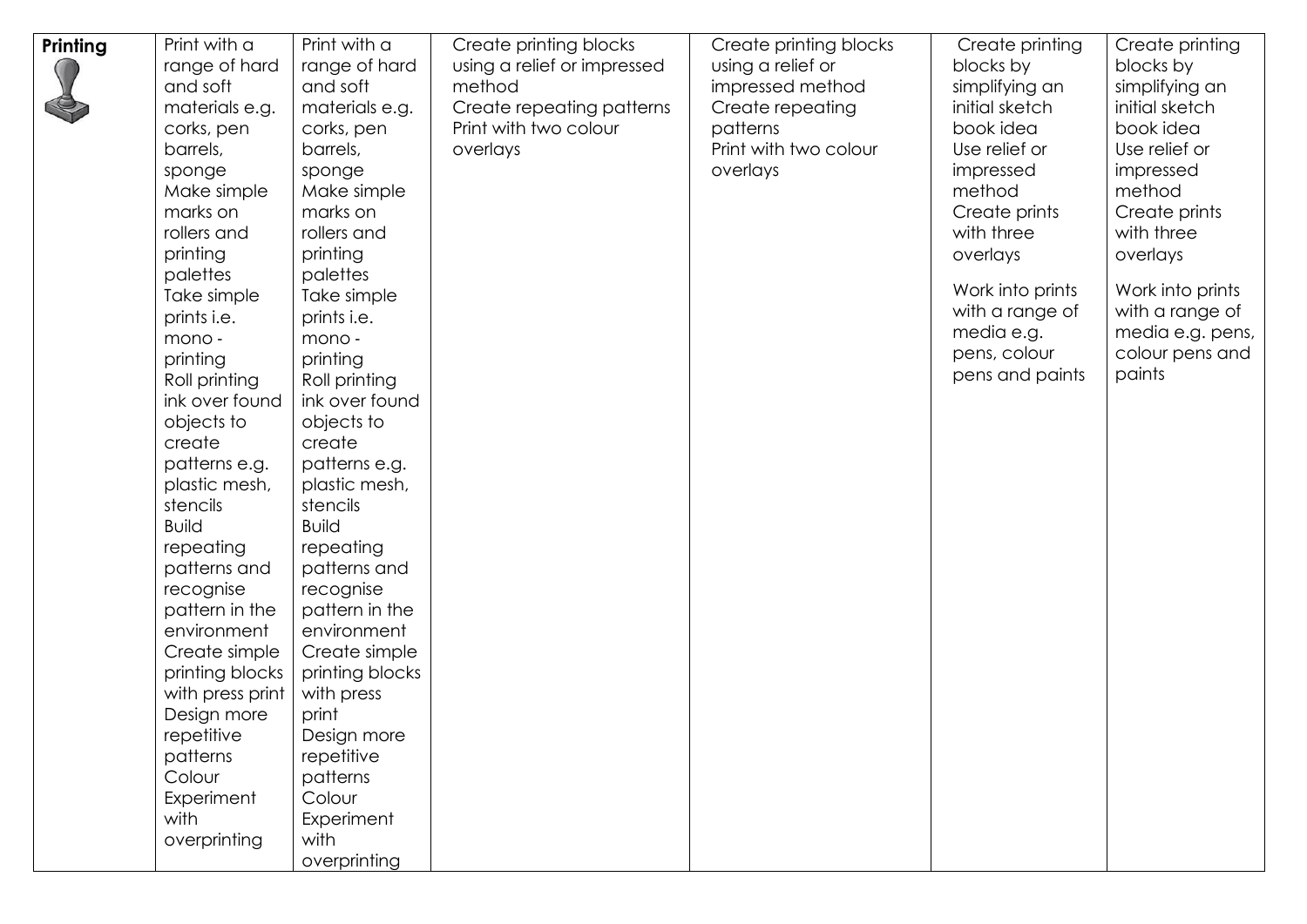| Printing | Print with a range of hard and soft materials e.g. corks, pen barrels, sponge<br>Make simple marks on rollers and printing palettes<br>Take simple prints i.e. mono - printing<br>Roll printing ink over found objects to create patterns e.g. plastic mesh, stencils<br>Build repeating patterns and recognise pattern in the environment<br>Create simple printing blocks with press print<br>Design more repetitive patterns<br>Colour<br>Experiment with overprinting | Print with a range of hard and soft materials e.g. corks, pen barrels, sponge<br>Make simple marks on rollers and printing palettes<br>Take simple prints i.e. mono - printing<br>Roll printing ink over found objects to create patterns e.g. plastic mesh, stencils<br>Build repeating patterns and recognise pattern in the environment<br>Create simple printing blocks with press print<br>Design more repetitive patterns<br>Colour<br>Experiment with overprinting | Create printing blocks using a relief or impressed method<br>Create repeating patterns<br>Print with two colour overlays | Create printing blocks using a relief or impressed method<br>Create repeating patterns<br>Print with two colour overlays | Create printing blocks by simplifying an initial sketch book idea<br>Use relief or impressed method<br>Create prints with three overlays<br><br>Work into prints with a range of media e.g. pens, colour pens and paints | Create printing blocks by simplifying an initial sketch book idea<br>Use relief or impressed method<br>Create prints with three overlays<br><br>Work into prints with a range of media e.g. pens, colour pens and paints |
|---|---|---|---|---|---|---|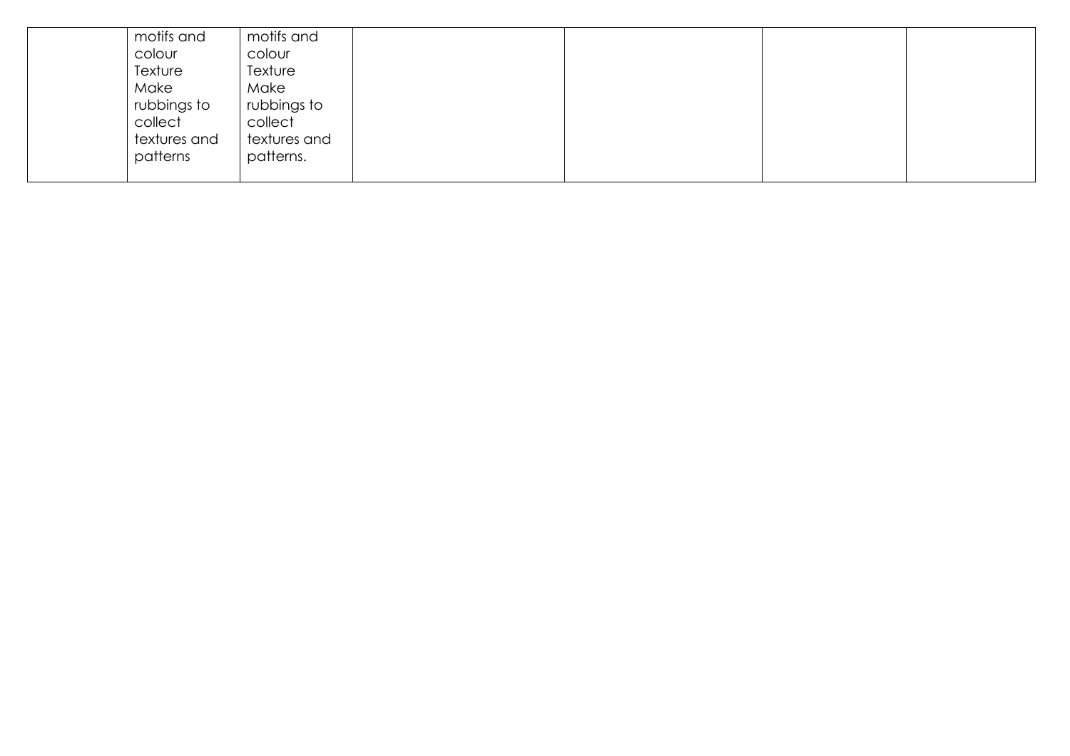|  |  |  |  |  |  |  |
|---|---|---|---|---|---|---|
|  | motifs and colour Texture Make rubbings to collect textures and patterns | motifs and colour Texture Make rubbings to collect textures and patterns. |  |  |  |  |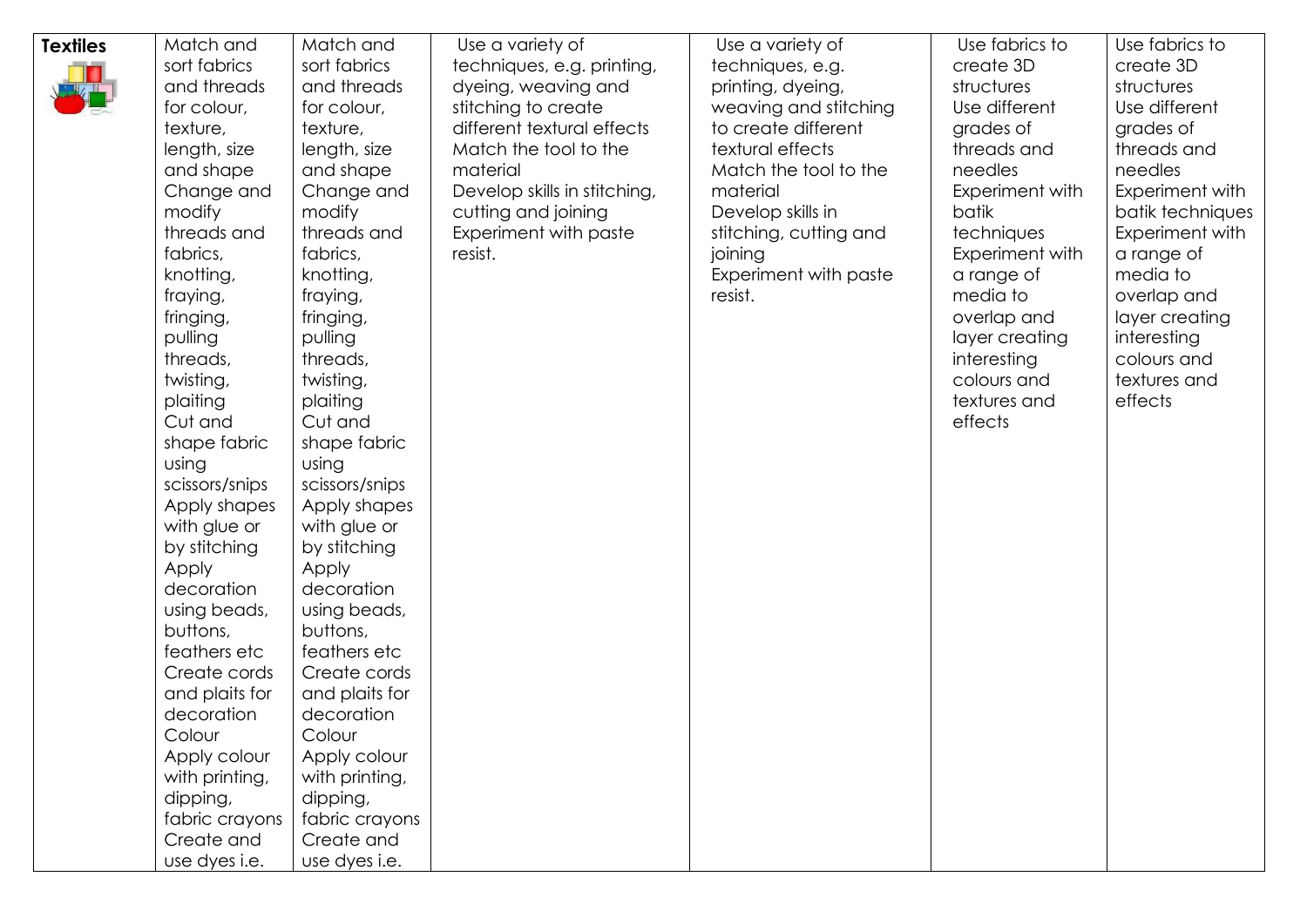| **Textiles** | Match and sort fabrics and threads for colour, texture, length, size and shape Change and modify threads and fabrics, knotting, fraying, fringing, pulling threads, twisting, plaiting Cut and shape fabric using scissors/snips Apply shapes with glue or by stitching Apply decoration using beads, buttons, feathers etc Create cords and plaits for decoration Colour Apply colour with printing, dipping, fabric crayons Create and use dyes i.e. | Match and sort fabrics and threads for colour, texture, length, size and shape Change and modify threads and fabrics, knotting, fraying, fringing, pulling threads, twisting, plaiting Cut and shape fabric using scissors/snips Apply shapes with glue or by stitching Apply decoration using beads, buttons, feathers etc Create cords and plaits for decoration Colour Apply colour with printing, dipping, fabric crayons Create and use dyes i.e. | Use a variety of techniques, e.g. printing, dyeing, weaving and stitching to create different textural effects Match the tool to the material Develop skills in stitching, cutting and joining Experiment with paste resist. | Use a variety of techniques, e.g. printing, dyeing, weaving and stitching to create different textural effects Match the tool to the material Develop skills in stitching, cutting and joining Experiment with paste resist. | Use fabrics to create 3D structures Use different grades of threads and needles Experiment with batik techniques Experiment with a range of media to overlap and layer creating interesting colours and textures and effects | Use fabrics to create 3D structures Use different grades of threads and needles Experiment with batik techniques Experiment with a range of media to overlap and layer creating interesting colours and textures and effects |
|---|---|---|---|---|---|---|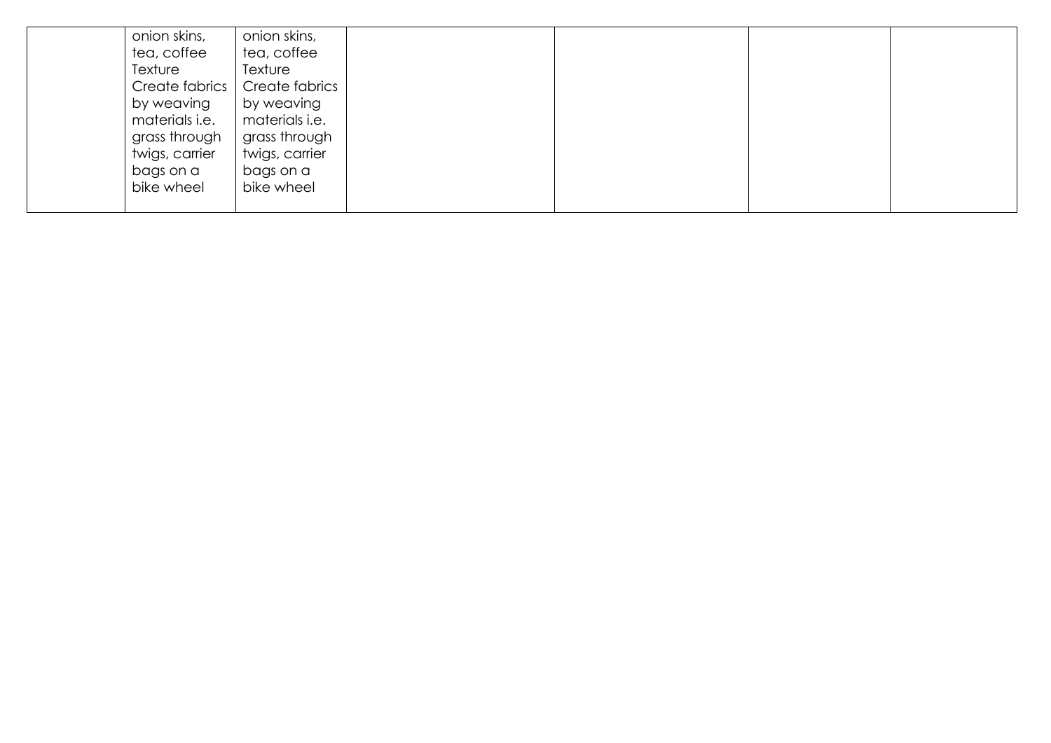|  | onion skins, tea, coffee<br>Texture<br>Create fabrics by weaving materials i.e. grass through twigs, carrier bags on a bike wheel | onion skins, tea, coffee<br>Texture<br>Create fabrics by weaving materials i.e. grass through twigs, carrier bags on a bike wheel |  |  |  |  |
|---|---|---|---|---|---|---|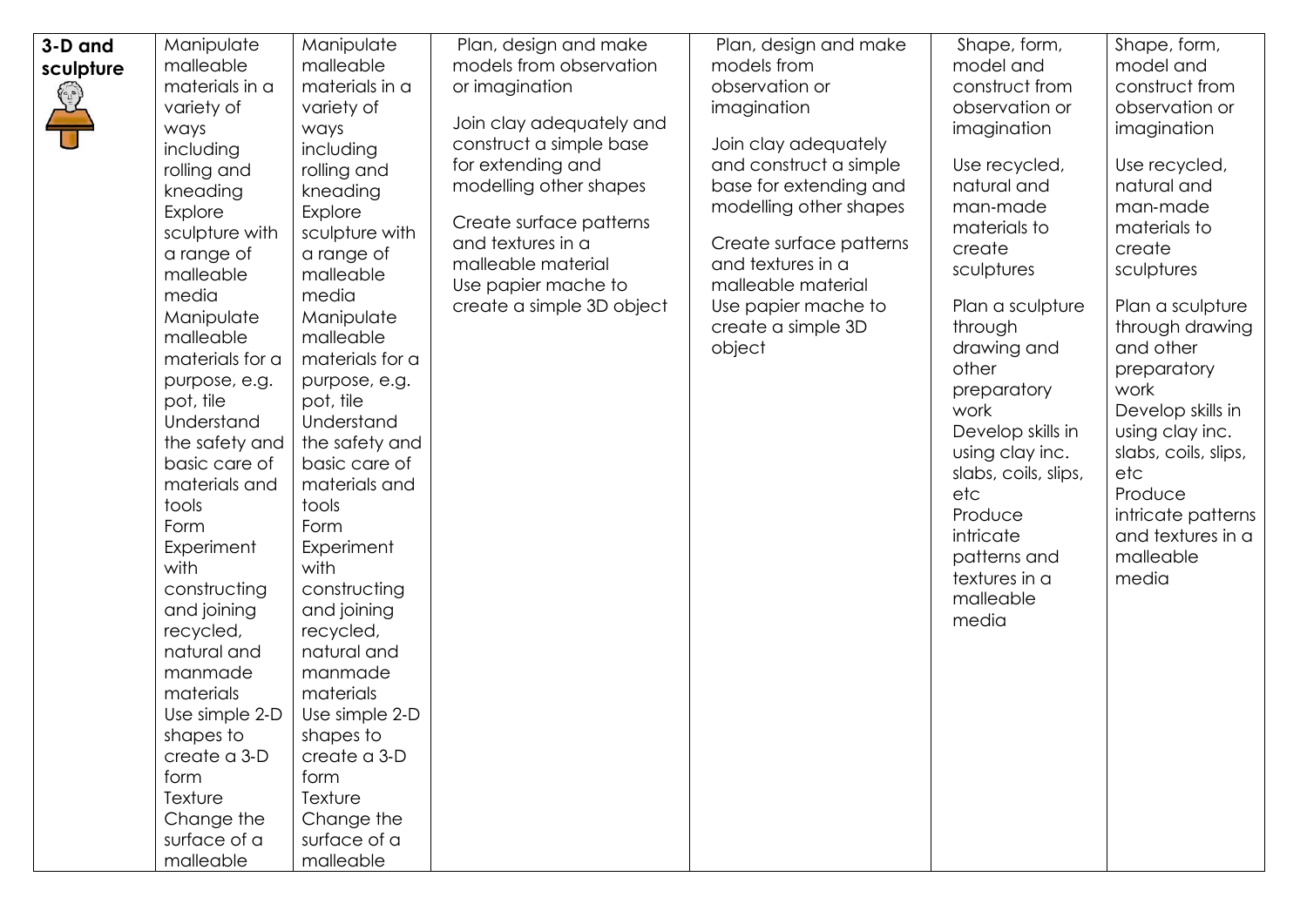| 3-D and sculpture | Manipulate malleable materials in a variety of ways including rolling and kneading<br>Explore sculpture with a range of malleable media<br>Manipulate malleable materials for a purpose, e.g. pot, tile<br>Understand the safety and basic care of materials and tools<br>Form<br>Experiment with constructing and joining recycled, natural and manmade materials<br>Use simple 2-D shapes to create a 3-D form<br>Texture<br>Change the surface of a malleable | Manipulate malleable materials in a variety of ways including rolling and kneading<br>Explore sculpture with a range of malleable media<br>Manipulate malleable materials for a purpose, e.g. pot, tile<br>Understand the safety and basic care of materials and tools<br>Form<br>Experiment with constructing and joining recycled, natural and manmade materials<br>Use simple 2-D shapes to create a 3-D form<br>Texture<br>Change the surface of a malleable | Plan, design and make models from observation or imagination<br><br>Join clay adequately and construct a simple base for extending and modelling other shapes<br><br>Create surface patterns and textures in a malleable material<br>Use papier mache to create a simple 3D object | Plan, design and make models from observation or imagination<br><br>Join clay adequately and construct a simple base for extending and modelling other shapes<br><br>Create surface patterns and textures in a malleable material<br>Use papier mache to create a simple 3D object | Shape, form, model and construct from observation or imagination<br><br>Use recycled, natural and man-made materials to create sculptures<br><br>Plan a sculpture through drawing and other preparatory work<br>Develop skills in using clay inc. slabs, coils, slips, etc<br>Produce intricate patterns and textures in a malleable media | Shape, form, model and construct from observation or imagination<br><br>Use recycled, natural and man-made materials to create sculptures<br><br>Plan a sculpture through drawing and other preparatory work<br>Develop skills in using clay inc. slabs, coils, slips, etc<br>Produce intricate patterns and textures in a malleable media |
|---|---|---|---|---|---|---|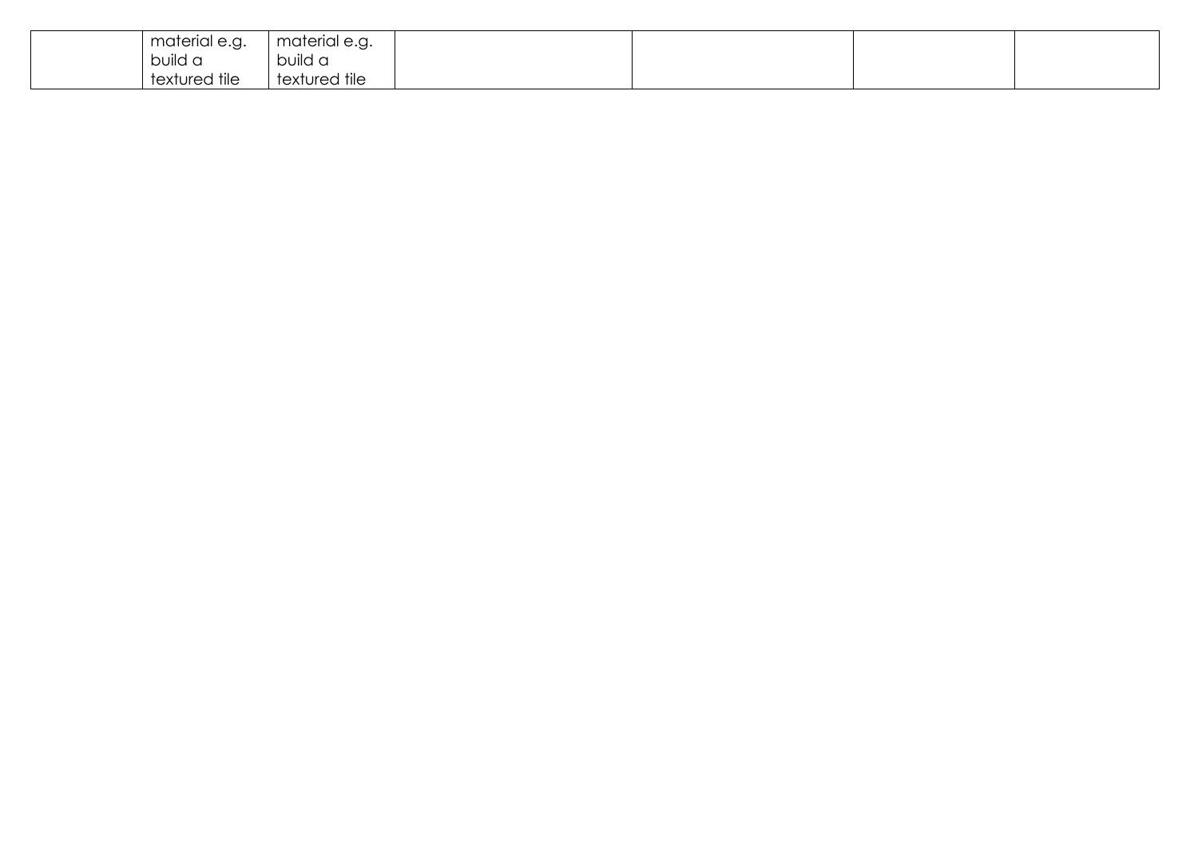|  | material e.g. build a textured tile | material e.g. build a textured tile |  |  |  |  |
|---|---|---|---|---|---|---|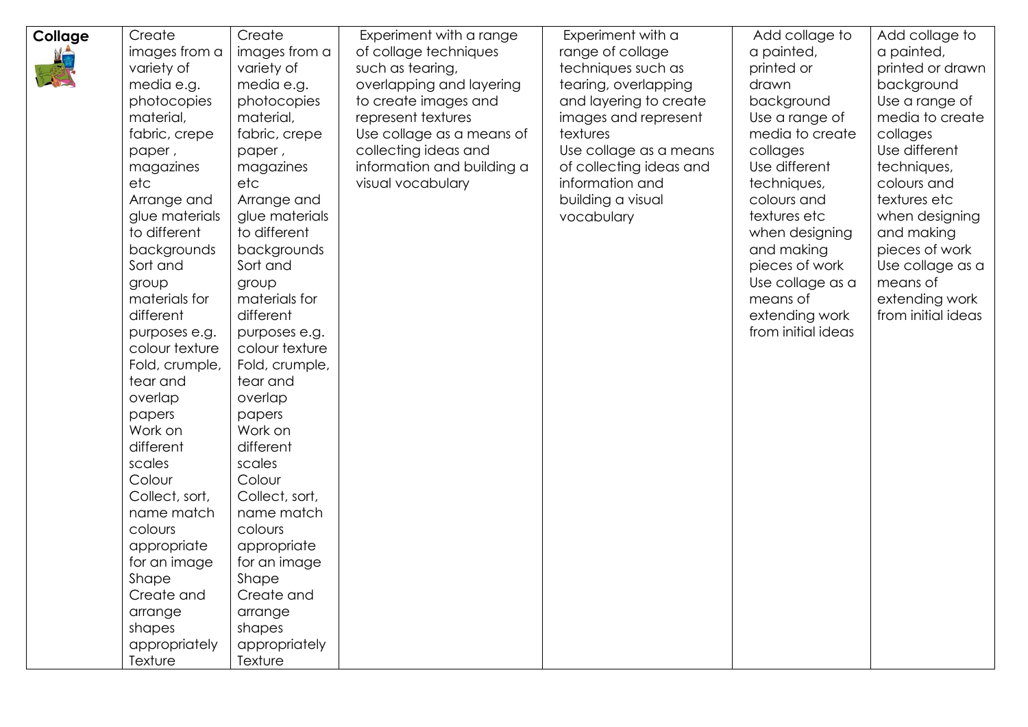| Collage | Create images from a variety of media e.g. photocopies material, fabric, crepe paper , magazines etc<br>Arrange and glue materials to different backgrounds<br>Sort and group materials for different purposes e.g. colour texture<br>Fold, crumple, tear and overlap papers<br>Work on different scales<br>Colour<br>Collect, sort, name match colours appropriate for an image<br>Shape<br>Create and arrange shapes appropriately<br>Texture | Create images from a variety of media e.g. photocopies material, fabric, crepe paper , magazines etc<br>Arrange and glue materials to different backgrounds<br>Sort and group materials for different purposes e.g. colour texture<br>Fold, crumple, tear and overlap papers<br>Work on different scales<br>Colour<br>Collect, sort, name match colours appropriate for an image<br>Shape<br>Create and arrange shapes appropriately<br>Texture | Experiment with a range of collage techniques such as tearing, overlapping and layering to create images and represent textures<br>Use collage as a means of collecting ideas and information and building a visual vocabulary | Experiment with a range of collage techniques such as tearing, overlapping and layering to create images and represent textures<br>Use collage as a means of collecting ideas and information and building a visual vocabulary | Add collage to a painted, printed or drawn background<br>Use a range of media to create collages<br>Use different techniques, colours and textures etc when designing and making pieces of work<br>Use collage as a means of extending work from initial ideas | Add collage to a painted, printed or drawn background<br>Use a range of media to create collages<br>Use different techniques, colours and textures etc when designing and making pieces of work<br>Use collage as a means of extending work from initial ideas |
|---|---|---|---|---|---|---|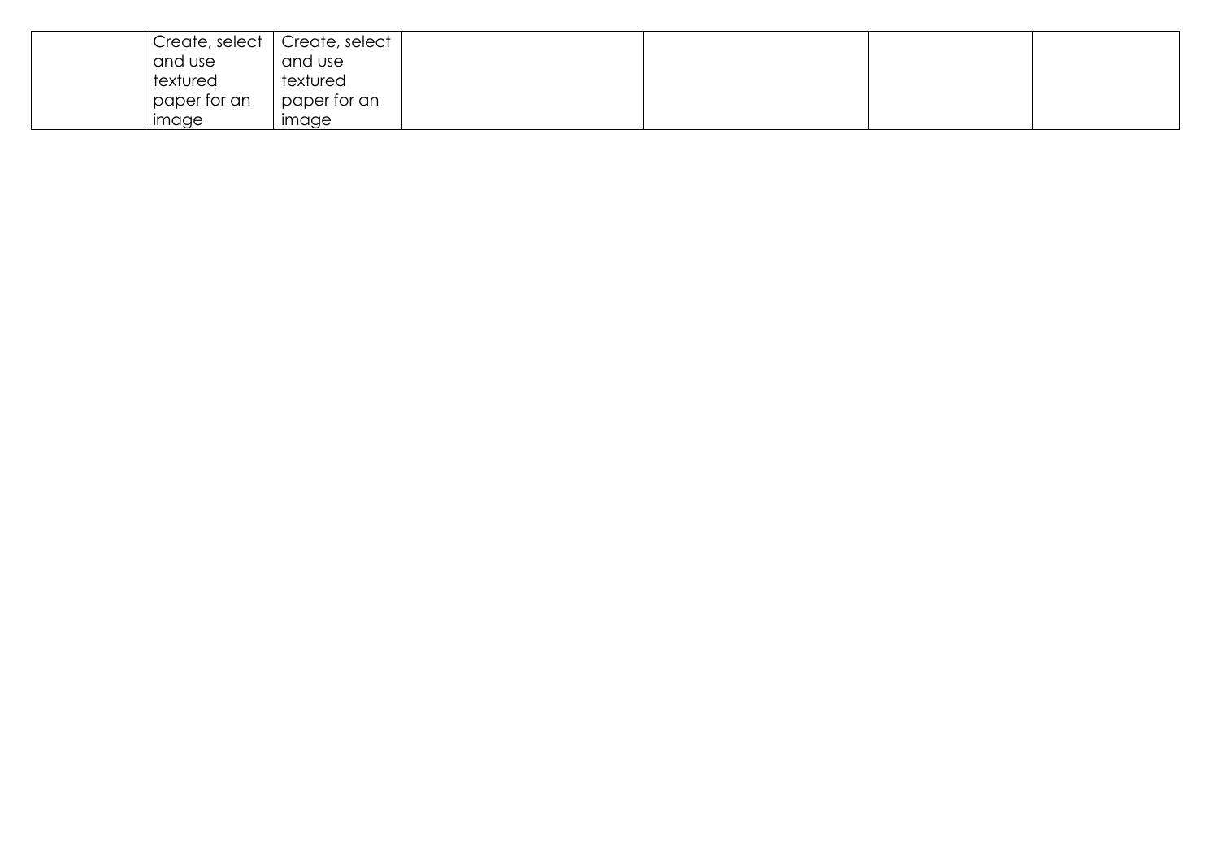|  | Create, select and use textured paper for an image | Create, select and use textured paper for an image |  |  |  |  |
|---|---|---|---|---|---|---|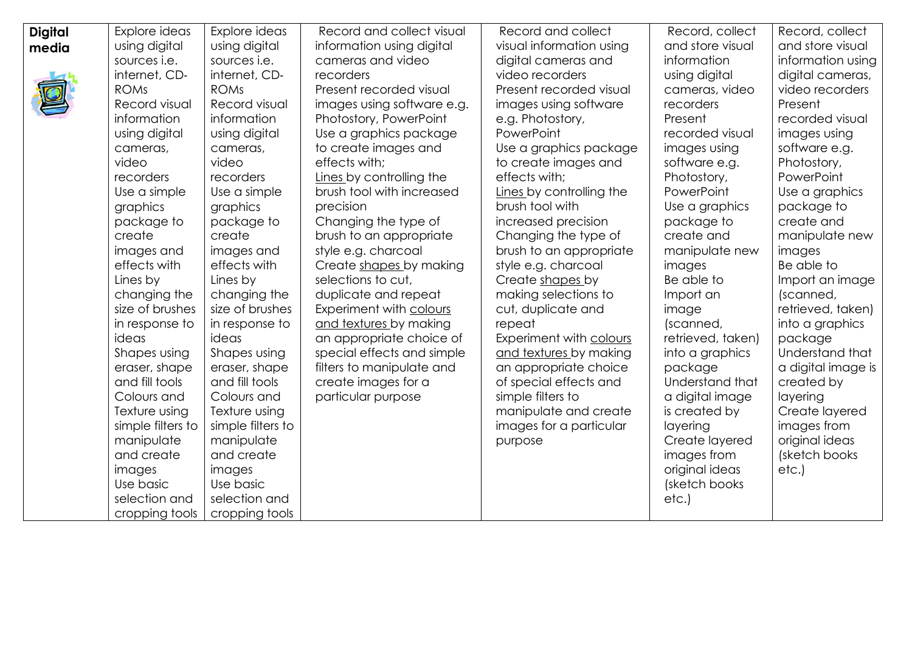| | | | | | | |
|---|---|---|---|---|---|---|
| **Digital media** | Explore ideas using digital sources i.e. internet, CD-ROMs<br>Record visual information using digital cameras, video recorders<br>Use a simple graphics package to create images and effects with Lines by changing the size of brushes in response to ideas<br>Shapes using eraser, shape and fill tools<br>Colours and Texture using simple filters to manipulate and create images<br>Use basic selection and cropping tools | Explore ideas using digital sources i.e. internet, CD-ROMs<br>Record visual information using digital cameras, video recorders<br>Use a simple graphics package to create images and effects with Lines by changing the size of brushes in response to ideas<br>Shapes using eraser, shape and fill tools<br>Colours and Texture using simple filters to manipulate and create images<br>Use basic selection and cropping tools | Record and collect visual information using digital cameras and video recorders<br>Present recorded visual images using software e.g. Photostory, PowerPoint<br>Use a graphics package to create images and effects with;<br>Lines by controlling the brush tool with increased precision<br>Changing the type of brush to an appropriate style e.g. charcoal<br>Create shapes by making selections to cut, duplicate and repeat<br>Experiment with colours and textures by making an appropriate choice of special effects and simple filters to manipulate and create images for a particular purpose | Record and collect visual information using digital cameras and video recorders<br>Present recorded visual images using software e.g. Photostory, PowerPoint<br>Use a graphics package to create images and effects with;<br>Lines by controlling the brush tool with increased precision<br>Changing the type of brush to an appropriate style e.g. charcoal<br>Create shapes by making selections to cut, duplicate and repeat<br>Experiment with colours and textures by making an appropriate choice of special effects and simple filters to manipulate and create images for a particular purpose | Record, collect and store visual information using digital cameras, video recorders<br>Present recorded visual images using software e.g. Photostory, PowerPoint<br>Use a graphics package to create and manipulate new images<br>Be able to Import an image (scanned, retrieved, taken) into a graphics package<br>Understand that a digital image is created by layering<br>Create layered images from original ideas (sketch books etc.) | Record, collect and store visual information using digital cameras, video recorders<br>Present recorded visual images using software e.g. Photostory, PowerPoint<br>Use a graphics package to create and manipulate new images<br>Be able to Import an image (scanned, retrieved, taken) into a graphics package<br>Understand that a digital image is created by layering<br>Create layered images from original ideas (sketch books etc.) |